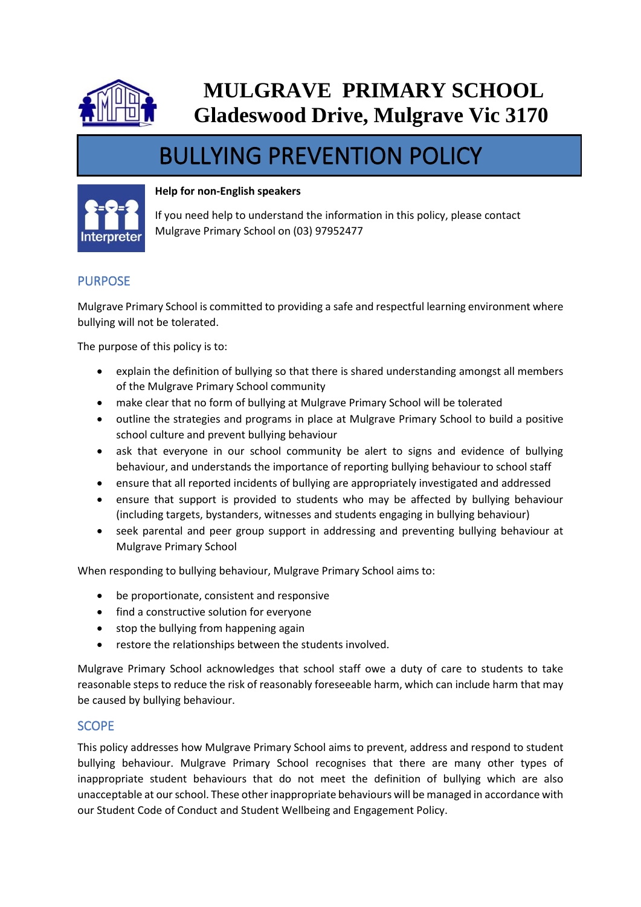# MULGRAVE PRIMARY SCHOOL
# Gladeswood Drive, Mulgrave Vic 3170

# BULLYING PREVENTION POLICY

**Help for non-English speakers**

If you need help to understand the information in this policy, please contact Mulgrave Primary School on (03) 97952477

## PURPOSE

Mulgrave Primary School is committed to providing a safe and respectful learning environment where bullying will not be tolerated.

The purpose of this policy is to:

- explain the definition of bullying so that there is shared understanding amongst all members of the Mulgrave Primary School community
- make clear that no form of bullying at Mulgrave Primary School will be tolerated
- outline the strategies and programs in place at Mulgrave Primary School to build a positive school culture and prevent bullying behaviour
- ask that everyone in our school community be alert to signs and evidence of bullying behaviour, and understands the importance of reporting bullying behaviour to school staff
- ensure that all reported incidents of bullying are appropriately investigated and addressed
- ensure that support is provided to students who may be affected by bullying behaviour (including targets, bystanders, witnesses and students engaging in bullying behaviour)
- seek parental and peer group support in addressing and preventing bullying behaviour at Mulgrave Primary School

When responding to bullying behaviour, Mulgrave Primary School aims to:

- be proportionate, consistent and responsive
- find a constructive solution for everyone
- stop the bullying from happening again
- restore the relationships between the students involved.

Mulgrave Primary School acknowledges that school staff owe a duty of care to students to take reasonable steps to reduce the risk of reasonably foreseeable harm, which can include harm that may be caused by bullying behaviour.

## SCOPE

This policy addresses how Mulgrave Primary School aims to prevent, address and respond to student bullying behaviour. Mulgrave Primary School recognises that there are many other types of inappropriate student behaviours that do not meet the definition of bullying which are also unacceptable at our school. These other inappropriate behaviours will be managed in accordance with our Student Code of Conduct and Student Wellbeing and Engagement Policy.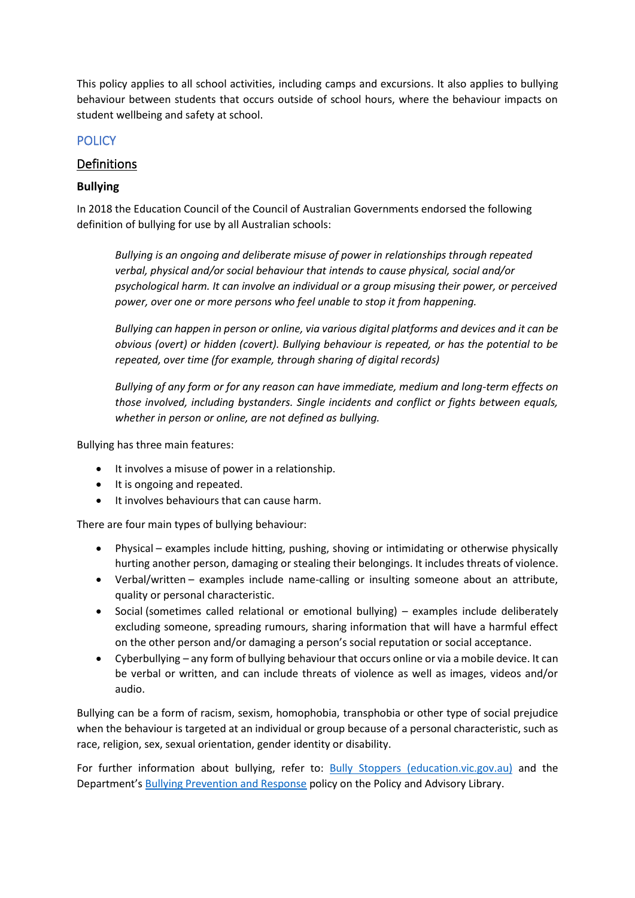This policy applies to all school activities, including camps and excursions. It also applies to bullying behaviour between students that occurs outside of school hours, where the behaviour impacts on student wellbeing and safety at school.

## POLICY

### Definitions

#### Bullying

In 2018 the Education Council of the Council of Australian Governments endorsed the following definition of bullying for use by all Australian schools:

> *Bullying is an ongoing and deliberate misuse of power in relationships through repeated verbal, physical and/or social behaviour that intends to cause physical, social and/or psychological harm. It can involve an individual or a group misusing their power, or perceived power, over one or more persons who feel unable to stop it from happening.*
>
> *Bullying can happen in person or online, via various digital platforms and devices and it can be obvious (overt) or hidden (covert). Bullying behaviour is repeated, or has the potential to be repeated, over time (for example, through sharing of digital records)*
>
> *Bullying of any form or for any reason can have immediate, medium and long-term effects on those involved, including bystanders. Single incidents and conflict or fights between equals, whether in person or online, are not defined as bullying.*

Bullying has three main features:

- It involves a misuse of power in a relationship.
- It is ongoing and repeated.
- It involves behaviours that can cause harm.

There are four main types of bullying behaviour:

- Physical – examples include hitting, pushing, shoving or intimidating or otherwise physically hurting another person, damaging or stealing their belongings. It includes threats of violence.
- Verbal/written – examples include name-calling or insulting someone about an attribute, quality or personal characteristic.
- Social (sometimes called relational or emotional bullying) – examples include deliberately excluding someone, spreading rumours, sharing information that will have a harmful effect on the other person and/or damaging a person's social reputation or social acceptance.
- Cyberbullying – any form of bullying behaviour that occurs online or via a mobile device. It can be verbal or written, and can include threats of violence as well as images, videos and/or audio.

Bullying can be a form of racism, sexism, homophobia, transphobia or other type of social prejudice when the behaviour is targeted at an individual or group because of a personal characteristic, such as race, religion, sex, sexual orientation, gender identity or disability.

For further information about bullying, refer to: Bully Stoppers (education.vic.gov.au) and the Department's Bullying Prevention and Response policy on the Policy and Advisory Library.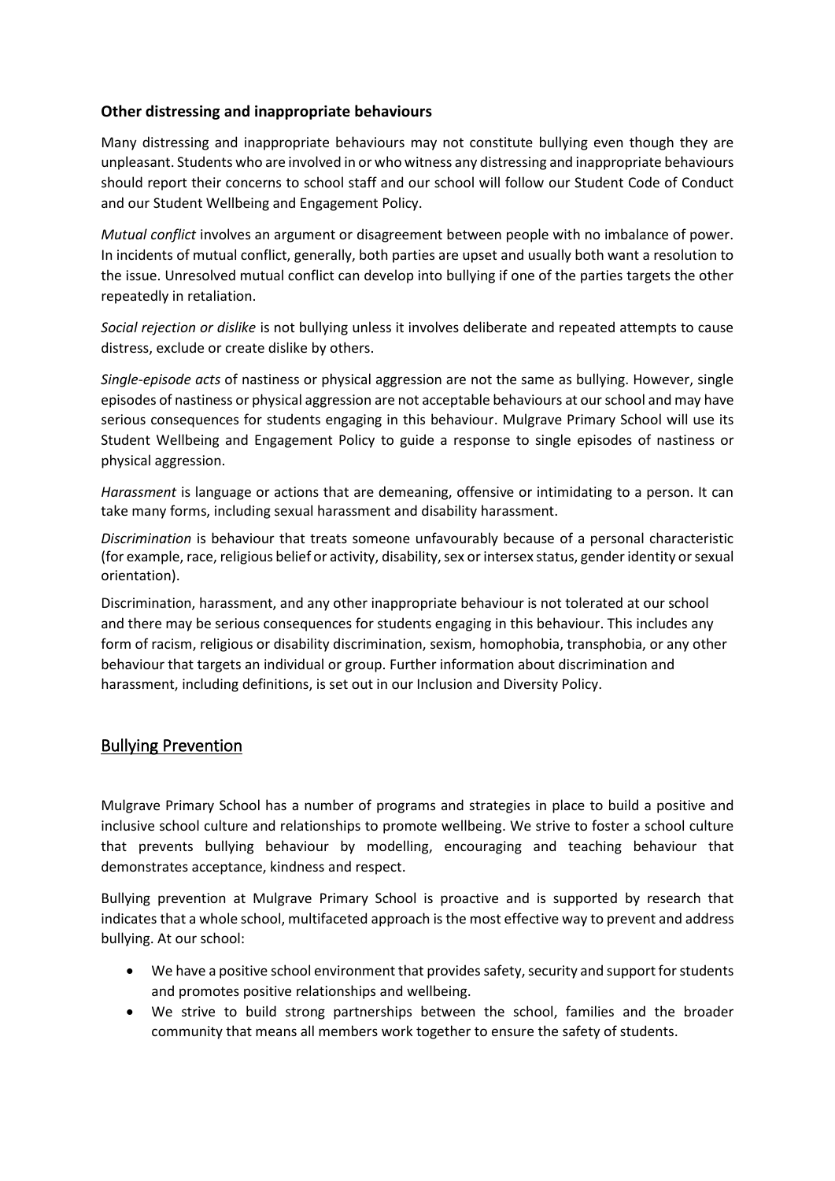### Other distressing and inappropriate behaviours

Many distressing and inappropriate behaviours may not constitute bullying even though they are unpleasant. Students who are involved in or who witness any distressing and inappropriate behaviours should report their concerns to school staff and our school will follow our Student Code of Conduct and our Student Wellbeing and Engagement Policy.

*Mutual conflict* involves an argument or disagreement between people with no imbalance of power. In incidents of mutual conflict, generally, both parties are upset and usually both want a resolution to the issue. Unresolved mutual conflict can develop into bullying if one of the parties targets the other repeatedly in retaliation.

*Social rejection or dislike* is not bullying unless it involves deliberate and repeated attempts to cause distress, exclude or create dislike by others.

*Single-episode acts* of nastiness or physical aggression are not the same as bullying. However, single episodes of nastiness or physical aggression are not acceptable behaviours at our school and may have serious consequences for students engaging in this behaviour. Mulgrave Primary School will use its Student Wellbeing and Engagement Policy to guide a response to single episodes of nastiness or physical aggression.

*Harassment* is language or actions that are demeaning, offensive or intimidating to a person. It can take many forms, including sexual harassment and disability harassment.

*Discrimination* is behaviour that treats someone unfavourably because of a personal characteristic (for example, race, religious belief or activity, disability, sex or intersex status, gender identity or sexual orientation).

Discrimination, harassment, and any other inappropriate behaviour is not tolerated at our school and there may be serious consequences for students engaging in this behaviour. This includes any form of racism, religious or disability discrimination, sexism, homophobia, transphobia, or any other behaviour that targets an individual or group. Further information about discrimination and harassment, including definitions, is set out in our Inclusion and Diversity Policy.

## Bullying Prevention

Mulgrave Primary School has a number of programs and strategies in place to build a positive and inclusive school culture and relationships to promote wellbeing. We strive to foster a school culture that prevents bullying behaviour by modelling, encouraging and teaching behaviour that demonstrates acceptance, kindness and respect.

Bullying prevention at Mulgrave Primary School is proactive and is supported by research that indicates that a whole school, multifaceted approach is the most effective way to prevent and address bullying. At our school:

- We have a positive school environment that provides safety, security and support for students and promotes positive relationships and wellbeing.
- We strive to build strong partnerships between the school, families and the broader community that means all members work together to ensure the safety of students.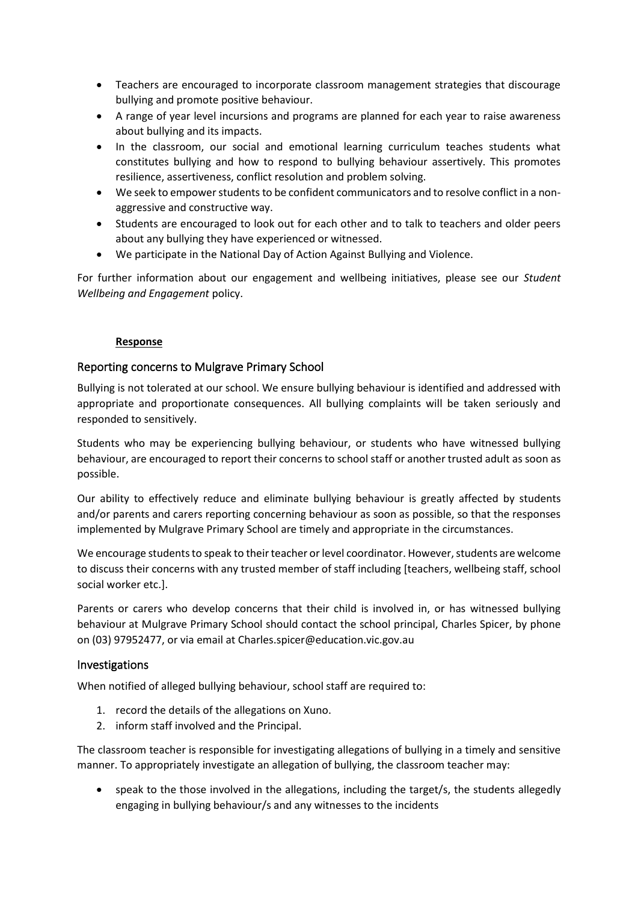- Teachers are encouraged to incorporate classroom management strategies that discourage bullying and promote positive behaviour.
- A range of year level incursions and programs are planned for each year to raise awareness about bullying and its impacts.
- In the classroom, our social and emotional learning curriculum teaches students what constitutes bullying and how to respond to bullying behaviour assertively. This promotes resilience, assertiveness, conflict resolution and problem solving.
- We seek to empower students to be confident communicators and to resolve conflict in a non-aggressive and constructive way.
- Students are encouraged to look out for each other and to talk to teachers and older peers about any bullying they have experienced or witnessed.
- We participate in the National Day of Action Against Bullying and Violence.

For further information about our engagement and wellbeing initiatives, please see our *Student Wellbeing and Engagement* policy.

**Response**

## Reporting concerns to Mulgrave Primary School

Bullying is not tolerated at our school. We ensure bullying behaviour is identified and addressed with appropriate and proportionate consequences. All bullying complaints will be taken seriously and responded to sensitively.

Students who may be experiencing bullying behaviour, or students who have witnessed bullying behaviour, are encouraged to report their concerns to school staff or another trusted adult as soon as possible.

Our ability to effectively reduce and eliminate bullying behaviour is greatly affected by students and/or parents and carers reporting concerning behaviour as soon as possible, so that the responses implemented by Mulgrave Primary School are timely and appropriate in the circumstances.

We encourage students to speak to their teacher or level coordinator. However, students are welcome to discuss their concerns with any trusted member of staff including [teachers, wellbeing staff, school social worker etc.].

Parents or carers who develop concerns that their child is involved in, or has witnessed bullying behaviour at Mulgrave Primary School should contact the school principal, Charles Spicer, by phone on (03) 97952477, or via email at Charles.spicer@education.vic.gov.au

## Investigations

When notified of alleged bullying behaviour, school staff are required to:

1. record the details of the allegations on Xuno.
2. inform staff involved and the Principal.

The classroom teacher is responsible for investigating allegations of bullying in a timely and sensitive manner. To appropriately investigate an allegation of bullying, the classroom teacher may:

- speak to the those involved in the allegations, including the target/s, the students allegedly engaging in bullying behaviour/s and any witnesses to the incidents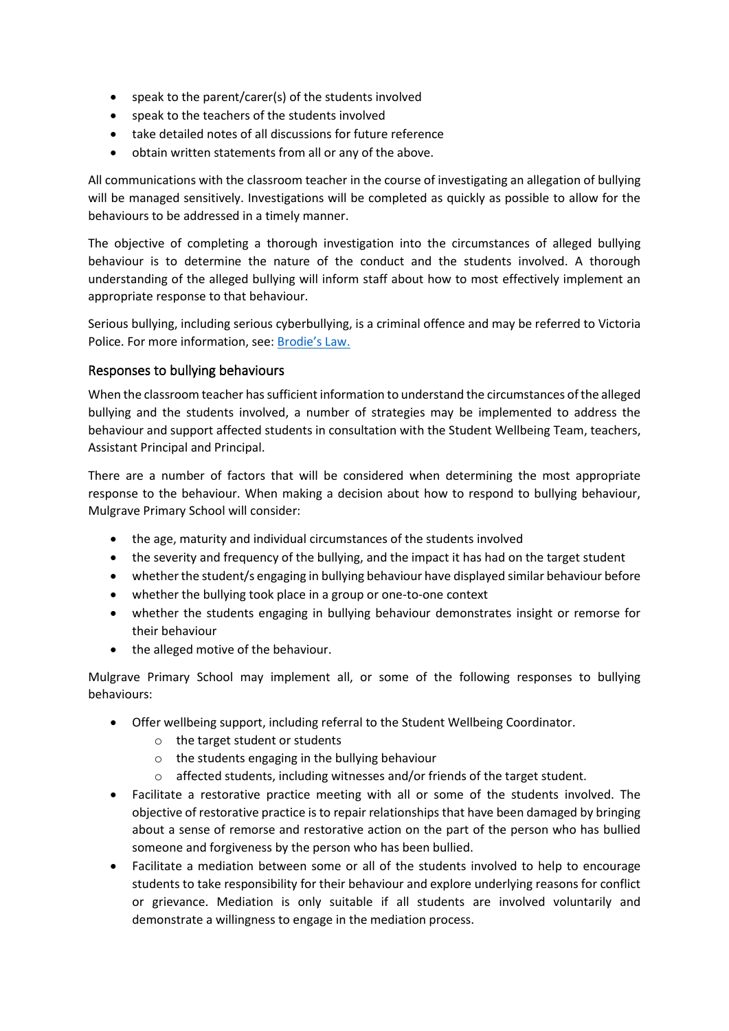- speak to the parent/carer(s) of the students involved
- speak to the teachers of the students involved
- take detailed notes of all discussions for future reference
- obtain written statements from all or any of the above.

All communications with the classroom teacher in the course of investigating an allegation of bullying will be managed sensitively. Investigations will be completed as quickly as possible to allow for the behaviours to be addressed in a timely manner.

The objective of completing a thorough investigation into the circumstances of alleged bullying behaviour is to determine the nature of the conduct and the students involved. A thorough understanding of the alleged bullying will inform staff about how to most effectively implement an appropriate response to that behaviour.

Serious bullying, including serious cyberbullying, is a criminal offence and may be referred to Victoria Police. For more information, see: [Brodie's Law.]()

### Responses to bullying behaviours

When the classroom teacher has sufficient information to understand the circumstances of the alleged bullying and the students involved, a number of strategies may be implemented to address the behaviour and support affected students in consultation with the Student Wellbeing Team, teachers, Assistant Principal and Principal.

There are a number of factors that will be considered when determining the most appropriate response to the behaviour. When making a decision about how to respond to bullying behaviour, Mulgrave Primary School will consider:

- the age, maturity and individual circumstances of the students involved
- the severity and frequency of the bullying, and the impact it has had on the target student
- whether the student/s engaging in bullying behaviour have displayed similar behaviour before
- whether the bullying took place in a group or one-to-one context
- whether the students engaging in bullying behaviour demonstrates insight or remorse for their behaviour
- the alleged motive of the behaviour.

Mulgrave Primary School may implement all, or some of the following responses to bullying behaviours:

- Offer wellbeing support, including referral to the Student Wellbeing Coordinator.
  - the target student or students
  - the students engaging in the bullying behaviour
  - affected students, including witnesses and/or friends of the target student.
- Facilitate a restorative practice meeting with all or some of the students involved. The objective of restorative practice is to repair relationships that have been damaged by bringing about a sense of remorse and restorative action on the part of the person who has bullied someone and forgiveness by the person who has been bullied.
- Facilitate a mediation between some or all of the students involved to help to encourage students to take responsibility for their behaviour and explore underlying reasons for conflict or grievance. Mediation is only suitable if all students are involved voluntarily and demonstrate a willingness to engage in the mediation process.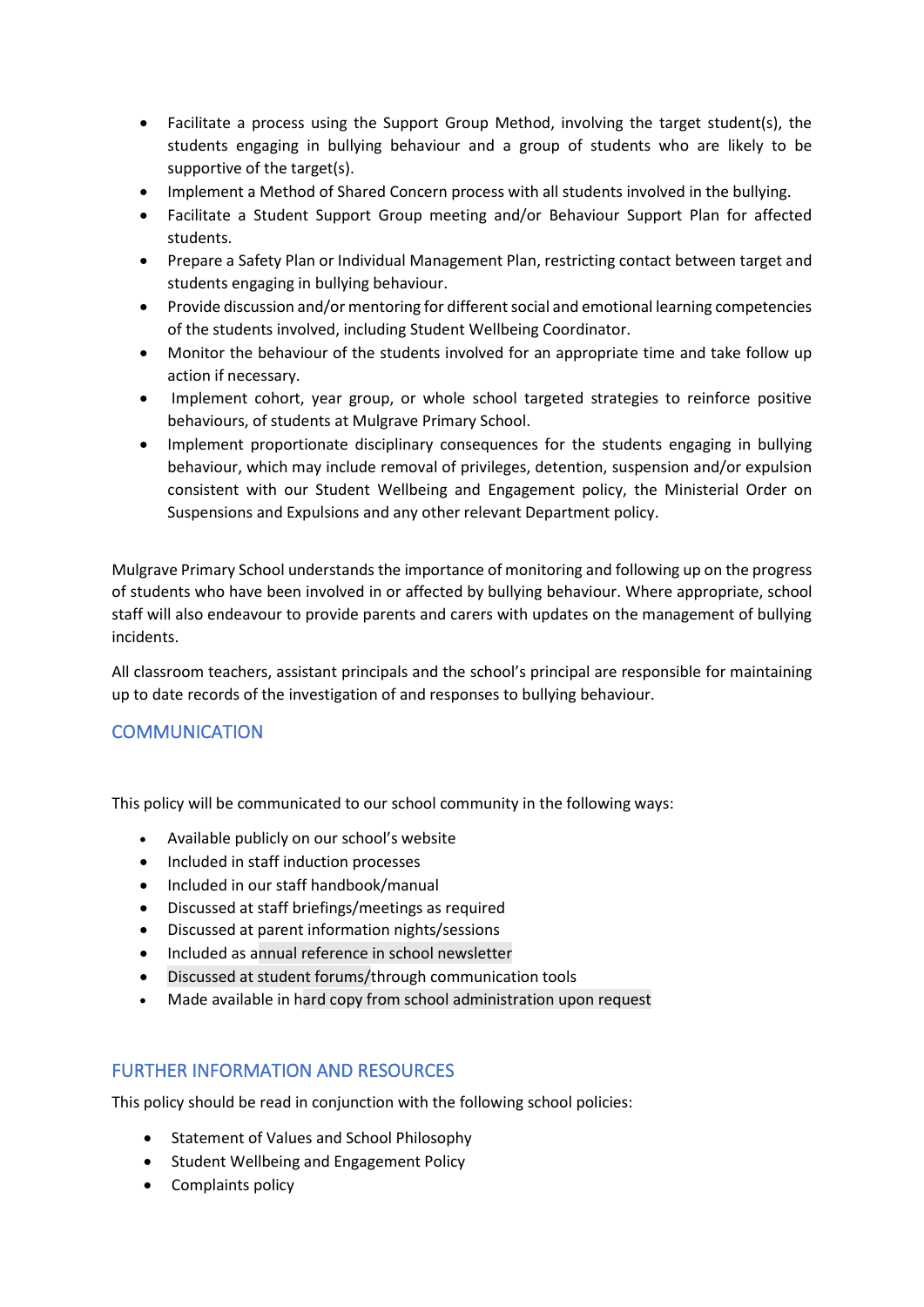- Facilitate a process using the Support Group Method, involving the target student(s), the students engaging in bullying behaviour and a group of students who are likely to be supportive of the target(s).
- Implement a Method of Shared Concern process with all students involved in the bullying.
- Facilitate a Student Support Group meeting and/or Behaviour Support Plan for affected students.
- Prepare a Safety Plan or Individual Management Plan, restricting contact between target and students engaging in bullying behaviour.
- Provide discussion and/or mentoring for different social and emotional learning competencies of the students involved, including Student Wellbeing Coordinator.
- Monitor the behaviour of the students involved for an appropriate time and take follow up action if necessary.
- Implement cohort, year group, or whole school targeted strategies to reinforce positive behaviours, of students at Mulgrave Primary School.
- Implement proportionate disciplinary consequences for the students engaging in bullying behaviour, which may include removal of privileges, detention, suspension and/or expulsion consistent with our Student Wellbeing and Engagement policy, the Ministerial Order on Suspensions and Expulsions and any other relevant Department policy.

Mulgrave Primary School understands the importance of monitoring and following up on the progress of students who have been involved in or affected by bullying behaviour. Where appropriate, school staff will also endeavour to provide parents and carers with updates on the management of bullying incidents.

All classroom teachers, assistant principals and the school's principal are responsible for maintaining up to date records of the investigation of and responses to bullying behaviour.

## COMMUNICATION

This policy will be communicated to our school community in the following ways:

- Available publicly on our school's website
- Included in staff induction processes
- Included in our staff handbook/manual
- Discussed at staff briefings/meetings as required
- Discussed at parent information nights/sessions
- Included as annual reference in school newsletter
- Discussed at student forums/through communication tools
- Made available in hard copy from school administration upon request

## FURTHER INFORMATION AND RESOURCES

This policy should be read in conjunction with the following school policies:

- Statement of Values and School Philosophy
- Student Wellbeing and Engagement Policy
- Complaints policy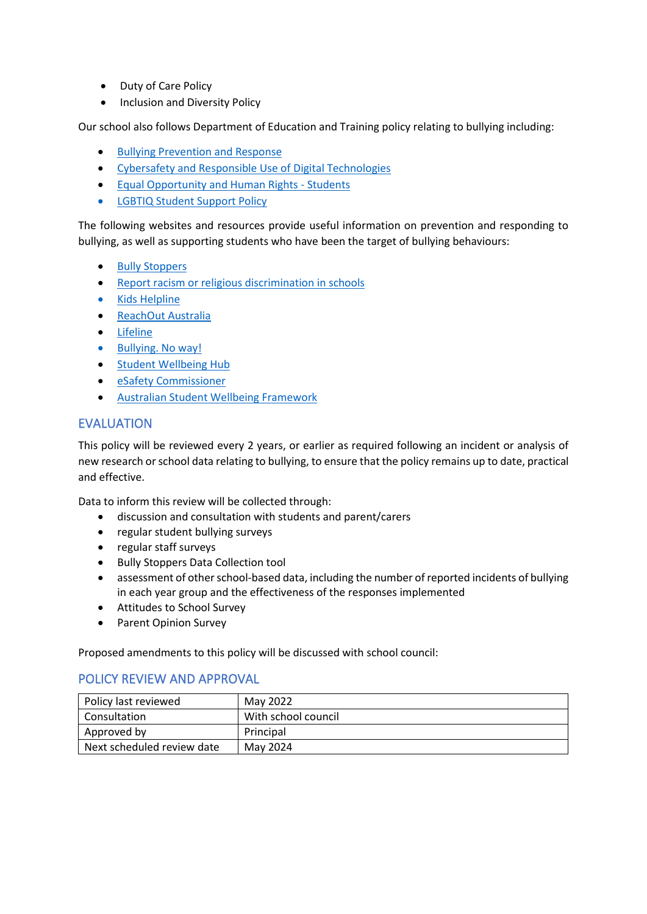- Duty of Care Policy
- Inclusion and Diversity Policy

Our school also follows Department of Education and Training policy relating to bullying including:

- Bullying Prevention and Response
- Cybersafety and Responsible Use of Digital Technologies
- Equal Opportunity and Human Rights - Students
- LGBTIQ Student Support Policy

The following websites and resources provide useful information on prevention and responding to bullying, as well as supporting students who have been the target of bullying behaviours:

- Bully Stoppers
- Report racism or religious discrimination in schools
- Kids Helpline
- ReachOut Australia
- Lifeline
- Bullying. No way!
- Student Wellbeing Hub
- eSafety Commissioner
- Australian Student Wellbeing Framework

## EVALUATION

This policy will be reviewed every 2 years, or earlier as required following an incident or analysis of new research or school data relating to bullying, to ensure that the policy remains up to date, practical and effective.

Data to inform this review will be collected through:

- discussion and consultation with students and parent/carers
- regular student bullying surveys
- regular staff surveys
- Bully Stoppers Data Collection tool
- assessment of other school-based data, including the number of reported incidents of bullying in each year group and the effectiveness of the responses implemented
- Attitudes to School Survey
- Parent Opinion Survey

Proposed amendments to this policy will be discussed with school council:

## POLICY REVIEW AND APPROVAL

| | |
|---|---|
| Policy last reviewed | May 2022 |
| Consultation | With school council |
| Approved by | Principal |
| Next scheduled review date | May 2024 |